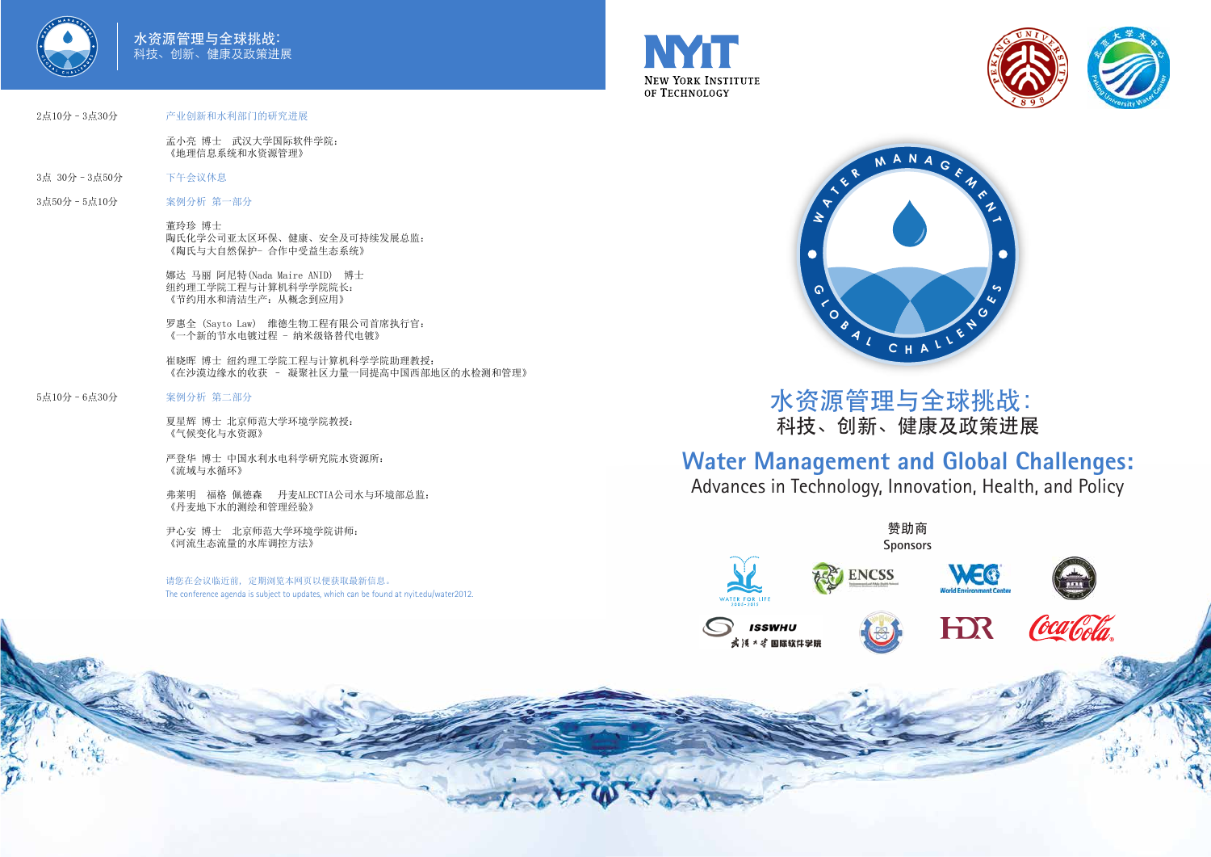# 水资源管理与全球挑战：
科技、创新、健康及政策进展

2点10分 - 3点30分　产业创新和水利部门的研究进展

孟小亮 博士　武汉大学国际软件学院：
《地理信息系统和水资源管理》

3点 30分 - 3点50分　下午会议休息

3点50分 - 5点10分　案例分析 第一部分

董玲珍 博士
陶氏化学公司亚太区环保、健康、安全及可持续发展总监：
《陶氏与大自然保护- 合作中受益生态系统》

娜达 马丽 阿尼特(Nada Maire ANID)　博士
纽约理工学院工程与计算机科学学院院长：
《节约用水和清洁生产：从概念到应用》

罗惠仝 (Sayto Law)　维德生物工程有限公司首席执行官：
《一个新的节水电镀过程 - 纳米级铬替代电镀》

崔晓晖 博士 纽约理工学院工程与计算机科学学院助理教授：
《在沙漠边缘水的收获 - 凝聚社区力量一同提高中国西部地区的水检测和管理》

5点10分 - 6点30分　案例分析 第二部分

夏星辉 博士 北京师范大学环境学院教授：
《气候变化与水资源》

严登华 博士 中国水利水电科学研究院水资源所：
《流域与水循环》

弗莱明　福格 佩德森　丹麦ALECTIA公司水与环境部总监：
《丹麦地下水的测绘和管理经验》

尹心安 博士　北京师范大学环境学院讲师：
《河流生态流量的水库调控方法》

请您在会议临近前，定期浏览本网页以便获取最新信息。
The conference agenda is subject to updates, which can be found at nyit.edu/water2012.

NYIT
New York Institute of Technology

# 水资源管理与全球挑战：
## 科技、创新、健康及政策进展

# Water Management and Global Challenges:
## Advances in Technology, Innovation, Health, and Policy

赞助商
Sponsors

WATER FOR LIFE 2005-2015 · ENCSS · World Environment Center · ISSWHU 武汉大学国际软件学院 · HDR · Coca-Cola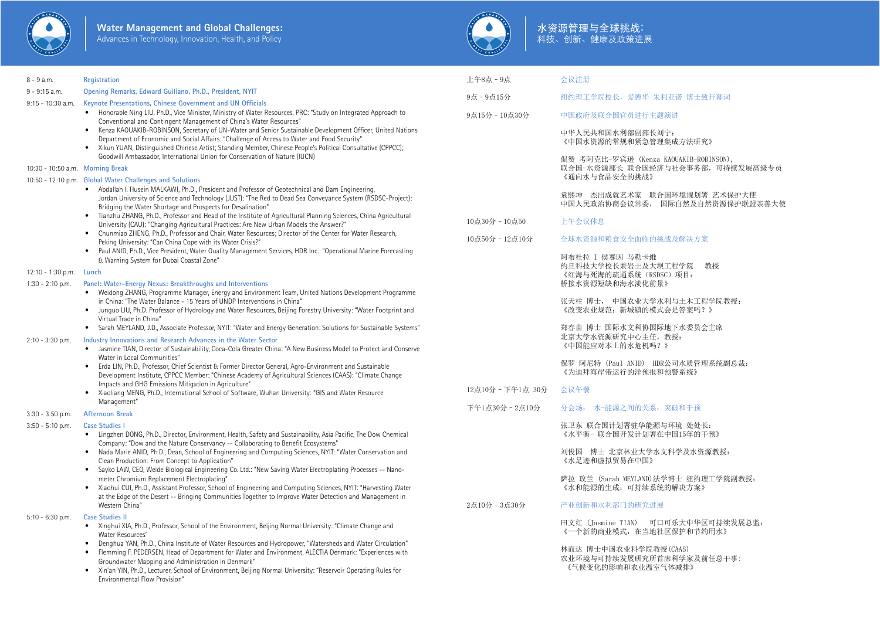# Water Management and Global Challenges:
Advances in Technology, Innovation, Health, and Policy

8 - 9 a.m. Registration

9 - 9:15 a.m. Opening Remarks, Edward Guiliano, Ph.D., President, NYIT

9:15 - 10:30 a.m. Keynote Presentations, Chinese Government and UN Officials

- Honorable Ning LIU, Ph.D., Vice Minister, Ministry of Water Resources, PRC: "Study on Integrated Approach to Conventional and Contingent Management of China's Water Resources"
- Kenza KAOUAKIB-ROBINSON, Secretary of UN-Water and Senior Sustainable Development Officer, United Nations Department of Economic and Social Affairs: "Challenge of Access to Water and Food Security"
- Xikun YUAN, Distinguished Chinese Artist; Standing Member, Chinese People's Political Consultative (CPPCC); Goodwill Ambassador, International Union for Conservation of Nature (IUCN)

10:30 - 10:50 a.m. Morning Break

10:50 - 12:10 p.m. Global Water Challenges and Solutions

- Abdallah I. Husein MALKAWI, Ph.D., President and Professor of Geotechnical and Dam Engineering, Jordan University of Science and Technology (JUST): "The Red to Dead Sea Conveyance System (RSDSC-Project): Bridging the Water Shortage and Prospects for Desalination"
- Tianzhu ZHANG, Ph.D., Professor and Head of the Institute of Agricultural Planning Sciences, China Agricultural University (CAU): "Changing Agricultural Practices: Are New Urban Models the Answer?"
- Chunmiao ZHENG, Ph.D., Professor and Chair, Water Resources; Director of the Center for Water Research, Peking University: "Can China Cope with its Water Crisis?"
- Paul ANID, Ph.D., Vice President, Water Quality Management Services, HDR Inc.: "Operational Marine Forecasting & Warning System for Dubai Coastal Zone"

12:10 - 1:30 p.m. Lunch

1:30 - 2:10 p.m. Panel: Water–Energy Nexus: Breakthroughs and Interventions

- Weidong ZHANG, Programme Manager, Energy and Environment Team, United Nations Development Programme in China: "The Water Balance - 15 Years of UNDP Interventions in China"
- Junguo LIU, Ph.D. Professor of Hydrology and Water Resources, Beijing Forestry University: "Water Footprint and Virtual Trade in China"
- Sarah MEYLAND, J.D., Associate Professor, NYIT: "Water and Energy Generation: Solutions for Sustainable Systems"

2:10 - 3:30 p.m. Industry Innovations and Research Advances in the Water Sector

- Jasmine TIAN, Director of Sustainability, Coca-Cola Greater China: "A New Business Model to Protect and Conserve Water in Local Communities"
- Erda LIN, Ph.D., Professor, Chief Scientist & Former Director General, Agro-Environment and Sustainable Development Institute, CPPCC Member: "Chinese Academy of Agricultural Sciences (CAAS): "Climate Change Impacts and GHG Emissions Mitigation in Agriculture"
- Xiaoliang MENG, Ph.D., International School of Software, Wuhan University: "GIS and Water Resource Management"

3:30 - 3:50 p.m. Afternoon Break

3:50 - 5:10 p.m. Case Studies I

- Lingzhen DONG, Ph.D., Director, Environment, Health, Safety and Sustainability, Asia Pacific, The Dow Chemical Company: "Dow and the Nature Conservancy -- Collaborating to Benefit Ecosystems"
- Nada Marie ANID, Ph.D., Dean, School of Engineering and Computing Sciences, NYIT: "Water Conservation and Clean Production: From Concept to Application"
- Sayko LAW, CEO, Weide Biological Engineering Co. Ltd.: "New Saving Water Electroplating Processes -- Nano-meter Chromium Replacement Electroplating"
- Xiaohui CUI, Ph.D., Assistant Professor, School of Engineering and Computing Sciences, NYIT: "Harvesting Water at the Edge of the Desert -- Bringing Communities Together to Improve Water Detection and Management in Western China"

5:10 - 6:30 p.m. Case Studies II

- Xinghui XIA, Ph.D., Professor, School of the Environment, Beijing Normal University: "Climate Change and Water Resources"
- Denghua YAN, Ph.D., China Institute of Water Resources and Hydropower, "Watersheds and Water Circulation"
- Flemming F. PEDERSEN, Head of Department for Water and Environment, ALECTIA Denmark: "Experiences with Groundwater Mapping and Administration in Denmark"
- Xin'an YIN, Ph.D., Lecturer, School of Environment, Beijing Normal University: "Reservoir Operating Rules for Environmental Flow Provision"

# 水资源管理与全球挑战：
科技、创新、健康及政策进展

上午8点 - 9点　会议注册

9点 - 9点15分　纽约理工学院校长，爱德华 朱利亚诺 博士致开幕词

9点15分 - 10点30分　中国政府及联合国官员进行主题演讲

中华人民共和国水利部副部长刘宁：
《中国水资源的常规和紧急管理集成方法研究》

侃赞 考阿克比-罗宾逊（Kenza KAOUAKIB-ROBINSON），
联合国-水资源部长 联合国经济与社会事务部，可持续发展高级专员
《通向水与食品安全的挑战》

袁熙坤 杰出成就艺术家 联合国环境规划署 艺术保护大使
中国人民政治协商会议常委， 国际自然及自然资源保护联盟亲善大使

10点30分 - 10点50　上午会议休息

10点50分 - 12点10分　全球水资源和粮食安全面临的挑战及解决方案

阿布杜拉 I 侯赛因 马勒卡维
约旦科技大学校长兼岩土及大坝工程学院　教授
《红海与死海的疏通系统（RSDSC）项目：
桥接水资源短缺和海水淡化前景》

张天柱 博士， 中国农业大学水利与土木工程学院教授：
《改变农业规范：新城镇的模式会是答案吗？》

郑春苗 博士 国际水文科协国际地下水委员会主席
北京大学水资源研究中心主任，教授：
《中国能应对本土的水危机吗？》

保罗 阿尼特（Paul ANID） HDR公司水质管理系统副总裁：
《为迪拜海岸带运行的洋预报和预警系统》

12点10分 - 下午1点 30分　会议午餐

下午1点30分 - 2点10分　分会场： 水-能源之间的关系：突破和干预

张卫东 联合国计划署驻华能源与环境 处处长：
《水平衡- 联合国开发计划署在中国15年的干预》

刘俊国 博士 北京林业大学水文科学及水资源教授：
《水足迹和虚拟贸易在中国》

萨拉 玫兰（Sarah MEYLAND)法学博士 纽约理工学院副教授：
《水和能源的生成：可持续系统的解决方案》

2点10分 - 3点30分　产业创新和水利部门的研究进展

田文红（Jasmine TIAN） 可口可乐大中华区可持续发展总监：
《一个新的商业模式，在当地社区保护和节约用水》

林而达 博士中国农业科学院教授(CAAS)
农业环境与可持续发展研究所首席科学家及前任总干事：
《气候变化的影响和农业温室气体减排》